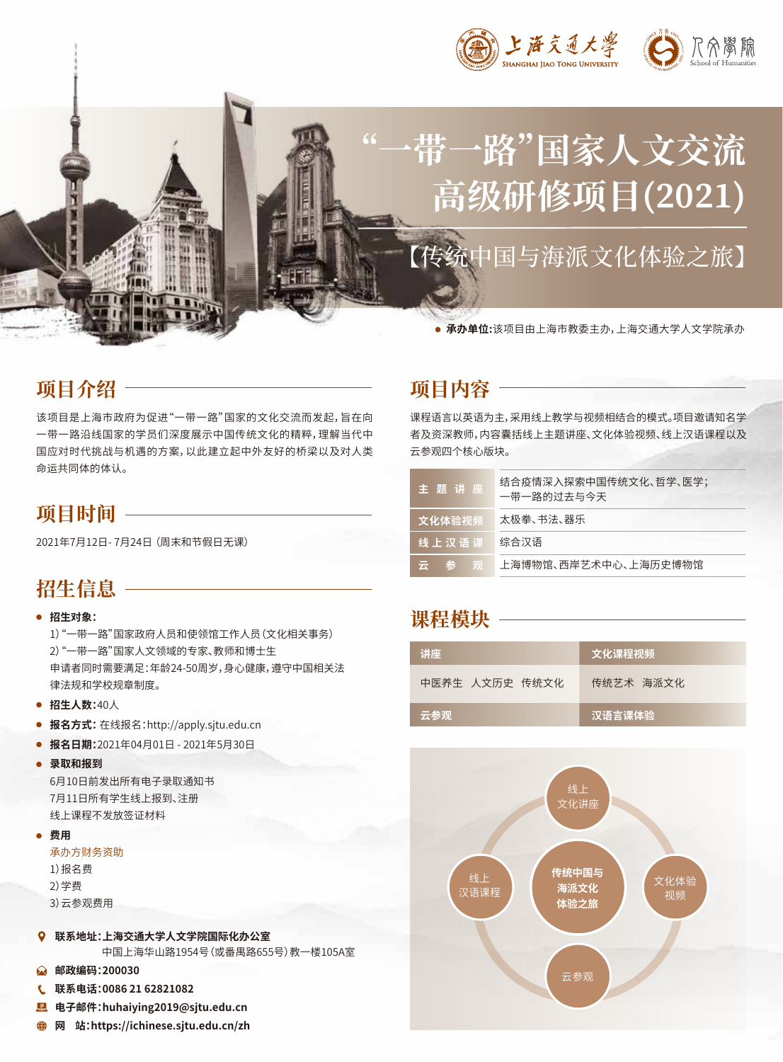上海交通大学 SHANGHAI JIAO TONG UNIVERSITY　人文学院 School of Humanities

# “一带一路”国家人文交流高级研修项目(2021)

## 【传统中国与海派文化体验之旅】

- **承办单位:**该项目由上海市教委主办,上海交通大学人文学院承办

## 项目介绍

该项目是上海市政府为促进“一带一路”国家的文化交流而发起,旨在向一带一路沿线国家的学员们深度展示中国传统文化的精粹,理解当代中国应对时代挑战与机遇的方案,以此建立起中外友好的桥梁以及对人类命运共同体的体认。

## 项目时间

2021年7月12日-7月24日(周末和节假日无课)

## 招生信息

- **招生对象:**
  1)“一带一路”国家政府人员和使领馆工作人员(文化相关事务)
  2)“一带一路”国家人文领域的专家、教师和博士生
  申请者同时需要满足:年龄24-50周岁,身心健康,遵守中国相关法律法规和学校规章制度。
- **招生人数:**40人
- **报名方式:** 在线报名:http://apply.sjtu.edu.cn
- **报名日期:**2021年04月01日 - 2021年5月30日
- **录取和报到**
  6月10日前发出所有电子录取通知书
  7月11日所有学生线上报到、注册
  线上课程不发放签证材料
- **费用**
  承办方财务资助
  1)报名费
  2)学费
  3)云参观费用

## 项目内容

课程语言以英语为主,采用线上教学与视频相结合的模式。项目邀请知名学者及资深教师,内容囊括线上主题讲座、文化体验视频、线上汉语课程以及云参观四个核心版块。

| | |
|---|---|
| 主题讲座 | 结合疫情深入探索中国传统文化、哲学、医学;一带一路的过去与今天 |
| 文化体验视频 | 太极拳、书法、器乐 |
| 线上汉语课 | 综合汉语 |
| 云参观 | 上海博物馆、西岸艺术中心、上海历史博物馆 |

## 课程模块

| 讲座 | 文化课程视频 |
|---|---|
| 中医养生　人文历史　传统文化 | 传统艺术　海派文化 |
| 云参观 | 汉语言课体验 |

传统中国与海派文化体验之旅:线上文化讲座、文化体验视频、云参观、线上汉语课程

- **联系地址:上海交通大学人文学院国际化办公室**
  中国上海华山路1954号(或番禺路655号)教一楼105A室
- **邮政编码:200030**
- **联系电话:0086 21 62821082**
- **电子邮件:huhaiying2019@sjtu.edu.cn**
- **网　站:https://ichinese.sjtu.edu.cn/zh**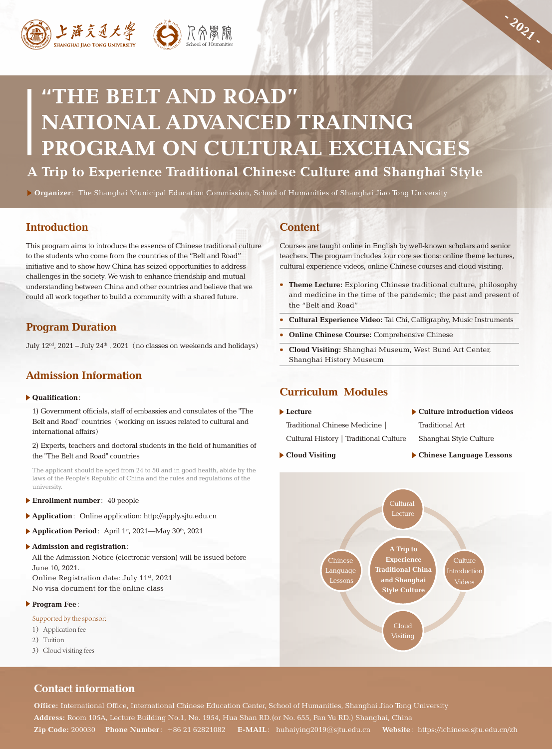上海交通大學 SHANGHAI JIAO TONG UNIVERSITY　　人文學院 School of Humanities

- 2021 -

# "THE BELT AND ROAD" NATIONAL ADVANCED TRAINING PROGRAM ON CULTURAL EXCHANGES

## A Trip to Experience Traditional Chinese Culture and Shanghai Style

**Organizer**: The Shanghai Municipal Education Commission, School of Humanities of Shanghai Jiao Tong University

## Introduction

This program aims to introduce the essence of Chinese traditional culture to the students who come from the countries of the "Belt and Road" initiative and to show how China has seized opportunities to address challenges in the society. We wish to enhance friendship and mutual understanding between China and other countries and believe that we could all work together to build a community with a shared future.

## Program Duration

July 12nd, 2021 – July 24th , 2021（no classes on weekends and holidays）

## Admission Information

**Qualification**:

1) Government officials, staff of embassies and consulates of the "The Belt and Road" countries（working on issues related to cultural and international affairs）

2) Experts, teachers and doctoral students in the field of humanities of the "The Belt and Road" countries

The applicant should be aged from 24 to 50 and in good health, abide by the laws of the People's Republic of China and the rules and regulations of the university.

**Enrollment number**: 40 people

**Application**: Online application: http://apply.sjtu.edu.cn

**Application Period**: April 1st, 2021—May 30th, 2021

**Admission and registration**:

All the Admission Notice (electronic version) will be issued before June 10, 2021.
Online Registration date: July 11st, 2021
No visa document for the online class

**Program Fee**:

Supported by the sponsor:

1）Application fee
2）Tuition
3）Cloud visiting fees

## Content

Courses are taught online in English by well-known scholars and senior teachers. The program includes four core sections: online theme lectures, cultural experience videos, online Chinese courses and cloud visiting.

- **Theme Lecture:** Exploring Chinese traditional culture, philosophy and medicine in the time of the pandemic; the past and present of the "Belt and Road"
- **Cultural Experience Video:** Tai Chi, Calligraphy, Music Instruments
- **Online Chinese Course:** Comprehensive Chinese
- **Cloud Visiting:** Shanghai Museum, West Bund Art Center, Shanghai History Museum

## Curriculum Modules

**Lecture**

Traditional Chinese Medicine | Cultural History | Traditional Culture

**Culture introduction videos**

Traditional Art

Shanghai Style Culture

**Cloud Visiting**

**Chinese Language Lessons**

A Trip to Experience Traditional China and Shanghai Style Culture

Cultural Lecture

Culture Introduction Videos

Cloud Visiting

Chinese Language Lessons

## Contact information

**Office:** International Office, International Chinese Education Center, School of Humanities, Shanghai Jiao Tong University

**Address:** Room 105A, Lecture Building No.1, No. 1954, Hua Shan RD.(or No. 655, Pan Yu RD.) Shanghai, China

**Zip Code:** 200030　**Phone Number**: +86 21 62821082　**E-MAIL**: huhaiying2019@sjtu.edu.cn　**Website**: https://ichinese.sjtu.edu.cn/zh